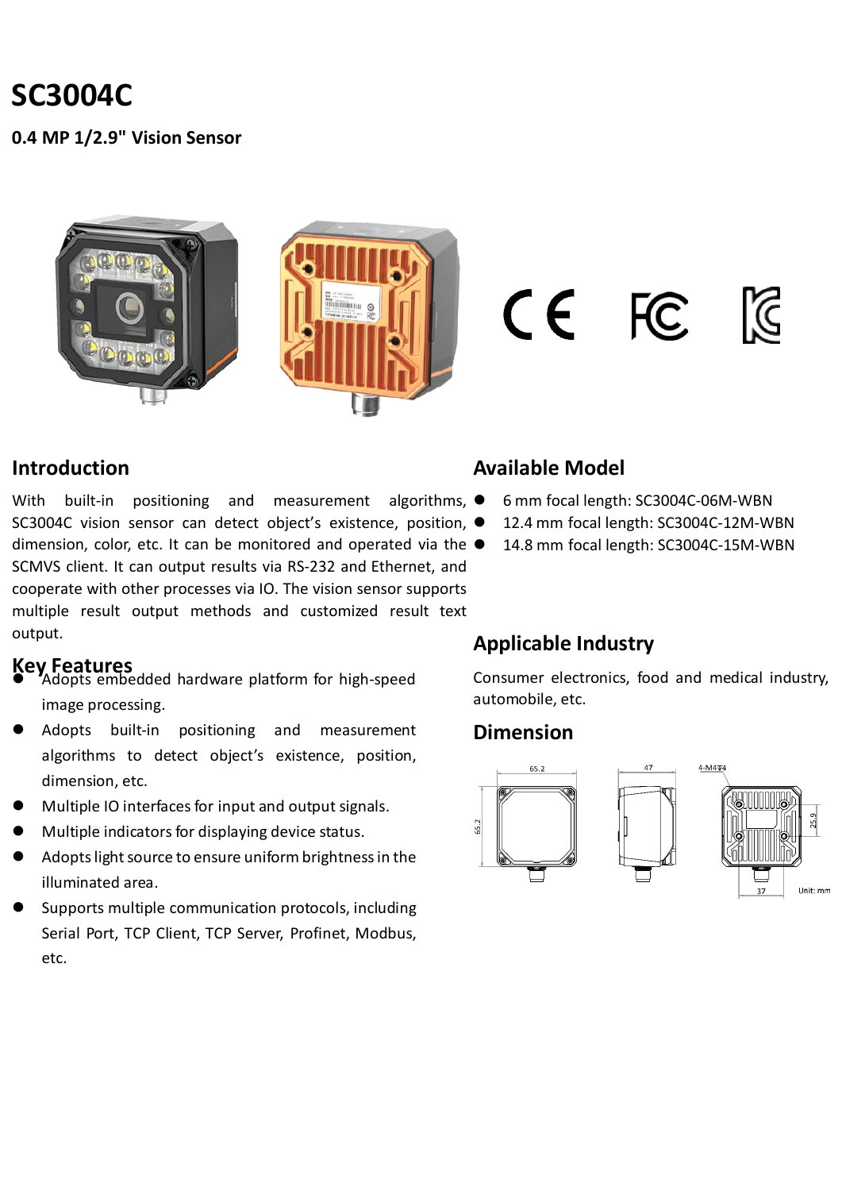# SC3004C

**0.4 MP 1/2.9" Vision Sensor**

## Introduction

With built-in positioning and measurement algorithms, SC3004C vision sensor can detect object's existence, position, dimension, color, etc. It can be monitored and operated via the SCMVS client. It can output results via RS-232 and Ethernet, and cooperate with other processes via IO. The vision sensor supports multiple result output methods and customized result text output.

## Key Features

- Adopts embedded hardware platform for high-speed image processing.
- Adopts built-in positioning and measurement algorithms to detect object's existence, position, dimension, etc.
- Multiple IO interfaces for input and output signals.
- Multiple indicators for displaying device status.
- Adopts light source to ensure uniform brightness in the illuminated area.
- Supports multiple communication protocols, including Serial Port, TCP Client, TCP Server, Profinet, Modbus, etc.

## Available Model

- 6 mm focal length: SC3004C-06M-WBN
- 12.4 mm focal length: SC3004C-12M-WBN
- 14.8 mm focal length: SC3004C-15M-WBN

## Applicable Industry

Consumer electronics, food and medical industry, automobile, etc.

## Dimension

65.2 · 47 · 4-M4▽4 · 65.2 · 25.9 · 37 · Unit: mm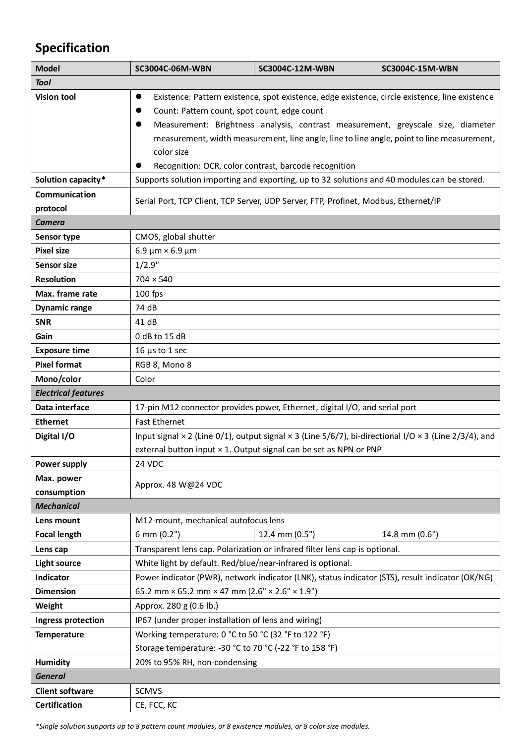## Specification

| Model | SC3004C-06M-WBN | SC3004C-12M-WBN | SC3004C-15M-WBN |
|---|---|---|---|
| ***Tool*** | | | |
| **Vision tool** | • Existence: Pattern existence, spot existence, edge existence, circle existence, line existence<br>• Count: Pattern count, spot count, edge count<br>• Measurement: Brightness analysis, contrast measurement, greyscale size, diameter measurement, width measurement, line angle, line to line angle, point to line measurement, color size<br>• Recognition: OCR, color contrast, barcode recognition | | |
| **Solution capacity*** | Supports solution importing and exporting, up to 32 solutions and 40 modules can be stored. | | |
| **Communication protocol** | Serial Port, TCP Client, TCP Server, UDP Server, FTP, Profinet, Modbus, Ethernet/IP | | |
| ***Camera*** | | | |
| **Sensor type** | CMOS, global shutter | | |
| **Pixel size** | 6.9 µm × 6.9 µm | | |
| **Sensor size** | 1/2.9" | | |
| **Resolution** | 704 × 540 | | |
| **Max. frame rate** | 100 fps | | |
| **Dynamic range** | 74 dB | | |
| **SNR** | 41 dB | | |
| **Gain** | 0 dB to 15 dB | | |
| **Exposure time** | 16 µs to 1 sec | | |
| **Pixel format** | RGB 8, Mono 8 | | |
| **Mono/color** | Color | | |
| ***Electrical features*** | | | |
| **Data interface** | 17-pin M12 connector provides power, Ethernet, digital I/O, and serial port | | |
| **Ethernet** | Fast Ethernet | | |
| **Digital I/O** | Input signal × 2 (Line 0/1), output signal × 3 (Line 5/6/7), bi-directional I/O × 3 (Line 2/3/4), and external button input × 1. Output signal can be set as NPN or PNP | | |
| **Power supply** | 24 VDC | | |
| **Max. power consumption** | Approx. 48 W@24 VDC | | |
| ***Mechanical*** | | | |
| **Lens mount** | M12-mount, mechanical autofocus lens | | |
| **Focal length** | 6 mm (0.2") | 12.4 mm (0.5") | 14.8 mm (0.6") |
| **Lens cap** | Transparent lens cap. Polarization or infrared filter lens cap is optional. | | |
| **Light source** | White light by default. Red/blue/near-infrared is optional. | | |
| **Indicator** | Power indicator (PWR), network indicator (LNK), status indicator (STS), result indicator (OK/NG) | | |
| **Dimension** | 65.2 mm × 65.2 mm × 47 mm (2.6" × 2.6" × 1.9") | | |
| **Weight** | Approx. 280 g (0.6 lb.) | | |
| **Ingress protection** | IP67 (under proper installation of lens and wiring) | | |
| **Temperature** | Working temperature: 0 °C to 50 °C (32 °F to 122 °F)<br>Storage temperature: -30 °C to 70 °C (-22 °F to 158 °F) | | |
| **Humidity** | 20% to 95% RH, non-condensing | | |
| ***General*** | | | |
| **Client software** | SCMVS | | |
| **Certification** | CE, FCC, KC | | |

*\*Single solution supports up to 8 pattern count modules, or 8 existence modules, or 8 color size modules.*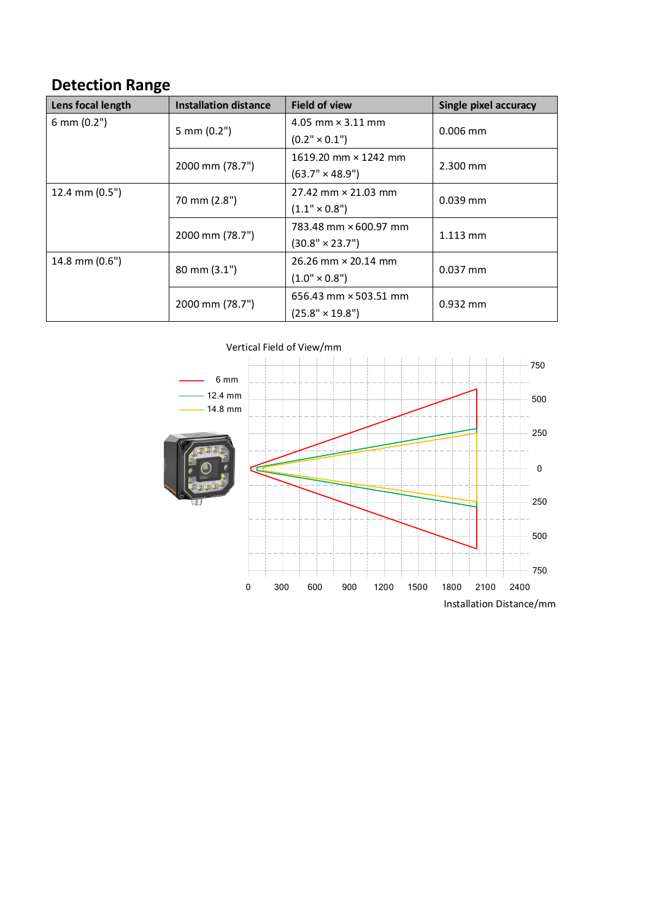## Detection Range

| Lens focal length | Installation distance | Field of view | Single pixel accuracy |
| --- | --- | --- | --- |
| 6 mm (0.2") | 5 mm (0.2") | 4.05 mm × 3.11 mm (0.2" × 0.1") | 0.006 mm |
| | 2000 mm (78.7") | 1619.20 mm × 1242 mm (63.7" × 48.9") | 2.300 mm |
| 12.4 mm (0.5") | 70 mm (2.8") | 27.42 mm × 21.03 mm (1.1" × 0.8") | 0.039 mm |
| | 2000 mm (78.7") | 783.48 mm × 600.97 mm (30.8" × 23.7") | 1.113 mm |
| 14.8 mm (0.6") | 80 mm (3.1") | 26.26 mm × 20.14 mm (1.0" × 0.8") | 0.037 mm |
| | 2000 mm (78.7") | 656.43 mm × 503.51 mm (25.8" × 19.8") | 0.932 mm |

Vertical Field of View/mm

6 mm
12.4 mm
14.8 mm

750
500
250
0
250
500
750

0
300
600
900
1200
1500
1800
2100
2400

Installation Distance/mm